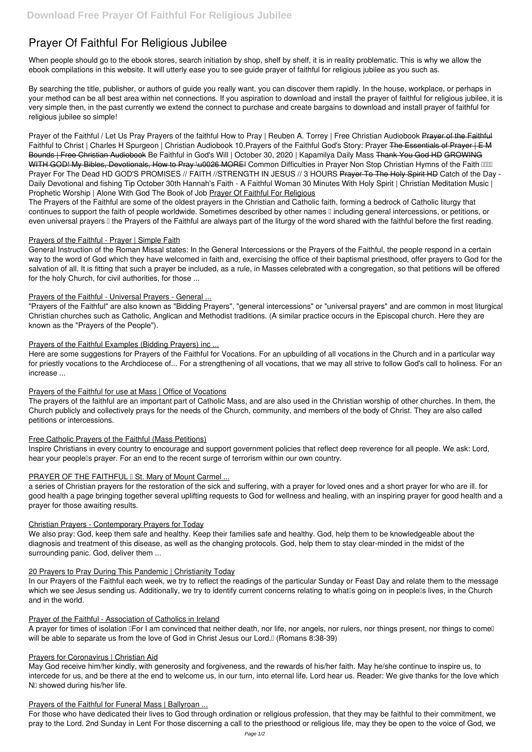# Prayer Of Faithful For Religious Jubilee

When people should go to the ebook stores, search initiation by shop, shelf by shelf, it is in reality problematic. This is why we allow the ebook compilations in this website. It will utterly ease you to see guide **prayer of faithful for religious jubilee** as you such as.

By searching the title, publisher, or authors of guide you really want, you can discover them rapidly. In the house, workplace, or perhaps in your method can be all best area within net connections. If you aspiration to download and install the prayer of faithful for religious jubilee, it is very simple then, in the past currently we extend the connect to purchase and create bargains to download and install prayer of faithful for religious jubilee so simple!

Prayer of the Faithful / Let Us Pray Prayers of the faithful How to Pray | Reuben A. Torrey | Free Christian Audiobook ~~Prayer of the Faithful~~ Faithful to Christ | Charles H Spurgeon | Christian Audiobook 10.Prayers of the Faithful God's Story: Prayer ~~The Essentials of Prayer | E M Bounds | Free Christian Audiobook~~ Be Faithful in God's Will | October 30, 2020 | Kapamilya Daily Mass ~~Thank You God HD~~ ~~GROWING WITH GOD! My Bibles, Devotionals, How to Pray \u0026 MORE!~~ Common Difficulties in Prayer Non Stop Christian Hymns of the Faith ▯▯▯▯ Prayer For The Dead HD GOD'S PROMISES // FAITH //STRENGTH IN JESUS // 3 HOURS ~~Prayer To The Holy Spirit HD~~ Catch of the Day - Daily Devotional and fishing Tip October 30th Hannah's Faith - A Faithful Woman 30 Minutes With Holy Spirit | Christian Meditation Music | Prophetic Worship | Alone With God The Book of Job Prayer Of Faithful For Religious

The Prayers of the Faithful are some of the oldest prayers in the Christian and Catholic faith, forming a bedrock of Catholic liturgy that continues to support the faith of people worldwide. Sometimes described by other names – including general intercessions, or petitions, or even universal prayers – the Prayers of the Faithful are always part of the liturgy of the word shared with the faithful before the first reading.

Prayers of the Faithful - Prayer | Simple Faith

General Instruction of the Roman Missal states: In the General Intercessions or the Prayers of the Faithful, the people respond in a certain way to the word of God which they have welcomed in faith and, exercising the office of their baptismal priesthood, offer prayers to God for the salvation of all. It is fitting that such a prayer be included, as a rule, in Masses celebrated with a congregation, so that petitions will be offered for the holy Church, for civil authorities, for those ...

Prayers of the Faithful - Universal Prayers - General ...

"Prayers of the Faithful" are also known as "Bidding Prayers", "general intercessions" or "universal prayers" and are common in most liturgical Christian churches such as Catholic, Anglican and Methodist traditions. (A similar practice occurs in the Episcopal church. Here they are known as the "Prayers of the People").

Prayers of the Faithful Examples (Bidding Prayers) inc ...

Here are some suggestions for Prayers of the Faithful for Vocations. For an upbuilding of all vocations in the Church and in a particular way for priestly vocations to the Archdiocese of... For a strengthening of all vocations, that we may all strive to follow God's call to holiness. For an increase ...

Prayers of the Faithful for use at Mass | Office of Vocations

The prayers of the faithful are an important part of Catholic Mass, and are also used in the Christian worship of other churches. In them, the Church publicly and collectively prays for the needs of the Church, community, and members of the body of Christ. They are also called petitions or intercessions.

Free Catholic Prayers of the Faithful (Mass Petitions)

Inspire Christians in every country to encourage and support government policies that reflect deep reverence for all people. We ask: Lord, hear your people's prayer. For an end to the recent surge of terrorism within our own country.

PRAYER OF THE FAITHFUL – St. Mary of Mount Carmel ...

a series of Christian prayers for the restoration of the sick and suffering, with a prayer for loved ones and a short prayer for who are ill. for good health a page bringing together several uplifting requests to God for wellness and healing, with an inspiring prayer for good health and a prayer for those awaiting results.

Christian Prayers - Contemporary Prayers for Today

We also pray: God, keep them safe and healthy. Keep their families safe and healthy. God, help them to be knowledgeable about the diagnosis and treatment of this disease, as well as the changing protocols. God, help them to stay clear-minded in the midst of the surrounding panic. God, deliver them ...

20 Prayers to Pray During This Pandemic | Christianity Today

In our Prayers of the Faithful each week, we try to reflect the readings of the particular Sunday or Feast Day and relate them to the message which we see Jesus sending us. Additionally, we try to identify current concerns relating to what's going on in people's lives, in the Church and in the world.

Prayer of the Faithful - Association of Catholics in Ireland

A prayer for times of isolation "For I am convinced that neither death, nor life, nor angels, nor rulers, nor things present, nor things to come… will be able to separate us from the love of God in Christ Jesus our Lord." (Romans 8:38-39)

Prayers for Coronavirus | Christian Aid

May God receive him/her kindly, with generosity and forgiveness, and the rewards of his/her faith. May he/she continue to inspire us, to intercede for us, and be there at the end to welcome us, in our turn, into eternal life. Lord hear us. Reader: We give thanks for the love which N… showed during his/her life.

Prayers of the Faithful for Funeral Mass | Ballyroan ...

For those who have dedicated their lives to God through ordination or religious profession, that they may be faithful to their commitment, we pray to the Lord. 2nd Sunday in Lent For those discerning a call to the priesthood or religious life, may they be open to the voice of God, we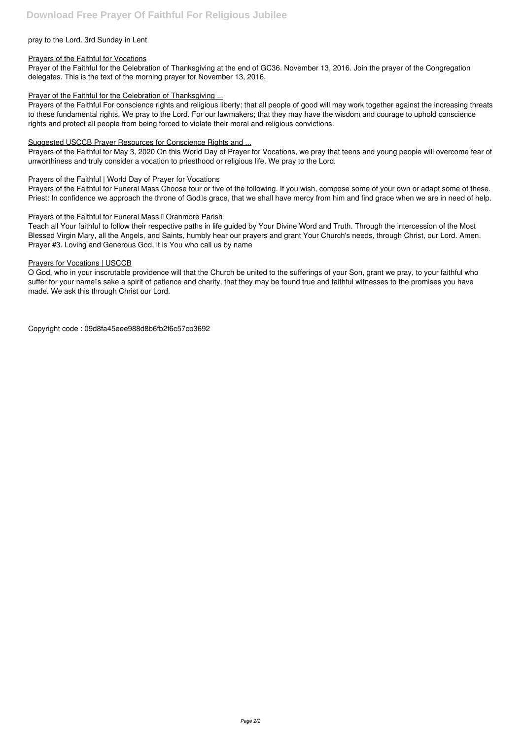pray to the Lord. 3rd Sunday in Lent

Prayers of the Faithful for Vocations

Prayer of the Faithful for the Celebration of Thanksgiving at the end of GC36. November 13, 2016. Join the prayer of the Congregation delegates. This is the text of the morning prayer for November 13, 2016.

Prayer of the Faithful for the Celebration of Thanksgiving ...

Prayers of the Faithful For conscience rights and religious liberty; that all people of good will may work together against the increasing threats to these fundamental rights. We pray to the Lord. For our lawmakers; that they may have the wisdom and courage to uphold conscience rights and protect all people from being forced to violate their moral and religious convictions.

Suggested USCCB Prayer Resources for Conscience Rights and ...

Prayers of the Faithful for May 3, 2020 On this World Day of Prayer for Vocations, we pray that teens and young people will overcome fear of unworthiness and truly consider a vocation to priesthood or religious life. We pray to the Lord.

Prayers of the Faithful | World Day of Prayer for Vocations

Prayers of the Faithful for Funeral Mass Choose four or five of the following. If you wish, compose some of your own or adapt some of these. Priest: In confidence we approach the throne of God's grace, that we shall have mercy from him and find grace when we are in need of help.

Prayers of the Faithful for Funeral Mass – Oranmore Parish

Teach all Your faithful to follow their respective paths in life guided by Your Divine Word and Truth. Through the intercession of the Most Blessed Virgin Mary, all the Angels, and Saints, humbly hear our prayers and grant Your Church's needs, through Christ, our Lord. Amen. Prayer #3. Loving and Generous God, it is You who call us by name

Prayers for Vocations | USCCB

O God, who in your inscrutable providence will that the Church be united to the sufferings of your Son, grant we pray, to your faithful who suffer for your name's sake a spirit of patience and charity, that they may be found true and faithful witnesses to the promises you have made. We ask this through Christ our Lord.

Copyright code : 09d8fa45eee988d8b6fb2f6c57cb3692